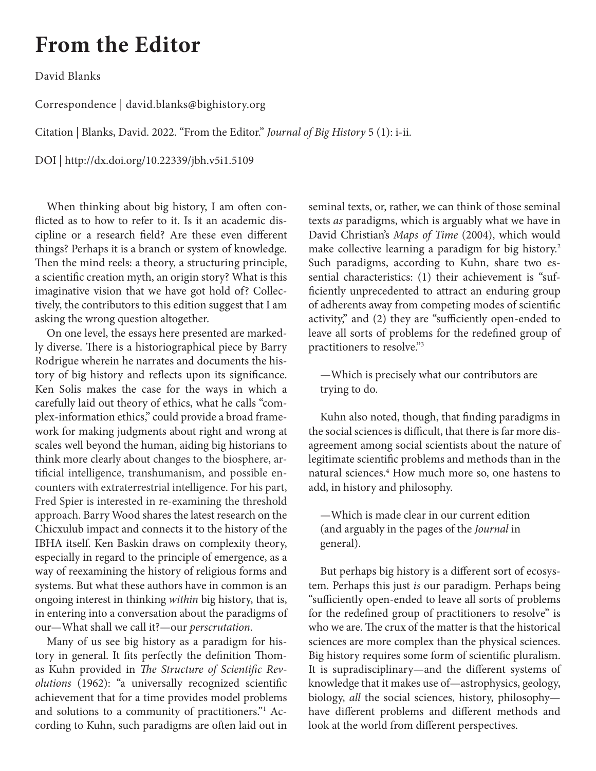# From the Editor

David Blanks

Correspondence | david.blanks@bighistory.org

Citation | Blanks, David. 2022. "From the Editor." *Journal of Big History* 5 (1): i-ii.

DOI | http://dx.doi.org/10.22339/jbh.v5i1.5109

When thinking about big history, I am often conflicted as to how to refer to it. Is it an academic discipline or a research field? Are these even different things? Perhaps it is a branch or system of knowledge. Then the mind reels: a theory, a structuring principle, a scientific creation myth, an origin story? What is this imaginative vision that we have got hold of? Collectively, the contributors to this edition suggest that I am asking the wrong question altogether.

On one level, the essays here presented are markedly diverse. There is a historiographical piece by Barry Rodrigue wherein he narrates and documents the history of big history and reflects upon its significance. Ken Solis makes the case for the ways in which a carefully laid out theory of ethics, what he calls "complex-information ethics," could provide a broad framework for making judgments about right and wrong at scales well beyond the human, aiding big historians to think more clearly about changes to the biosphere, artificial intelligence, transhumanism, and possible encounters with extraterrestrial intelligence. For his part, Fred Spier is interested in re-examining the threshold approach. Barry Wood shares the latest research on the Chicxulub impact and connects it to the history of the IBHA itself. Ken Baskin draws on complexity theory, especially in regard to the principle of emergence, as a way of reexamining the history of religious forms and systems. But what these authors have in common is an ongoing interest in thinking *within* big history, that is, in entering into a conversation about the paradigms of our—What shall we call it?—our *perscrutation*.

Many of us see big history as a paradigm for history in general. It fits perfectly the definition Thomas Kuhn provided in *The Structure of Scientific Revolutions* (1962): "a universally recognized scientific achievement that for a time provides model problems and solutions to a community of practitioners."[1] According to Kuhn, such paradigms are often laid out in seminal texts, or, rather, we can think of those seminal texts *as* paradigms, which is arguably what we have in David Christian's *Maps of Time* (2004), which would make collective learning a paradigm for big history.[2] Such paradigms, according to Kuhn, share two essential characteristics: (1) their achievement is "sufficiently unprecedented to attract an enduring group of adherents away from competing modes of scientific activity," and (2) they are "sufficiently open-ended to leave all sorts of problems for the redefined group of practitioners to resolve."[3]

> —Which is precisely what our contributors are trying to do.

Kuhn also noted, though, that finding paradigms in the social sciences is difficult, that there is far more disagreement among social scientists about the nature of legitimate scientific problems and methods than in the natural sciences.[4] How much more so, one hastens to add, in history and philosophy.

> —Which is made clear in our current edition (and arguably in the pages of the *Journal* in general).

But perhaps big history is a different sort of ecosystem. Perhaps this just *is* our paradigm. Perhaps being "sufficiently open-ended to leave all sorts of problems for the redefined group of practitioners to resolve" is who we are. The crux of the matter is that the historical sciences are more complex than the physical sciences. Big history requires some form of scientific pluralism. It is supradisciplinary—and the different systems of knowledge that it makes use of—astrophysics, geology, biology, *all* the social sciences, history, philosophy—have different problems and different methods and look at the world from different perspectives.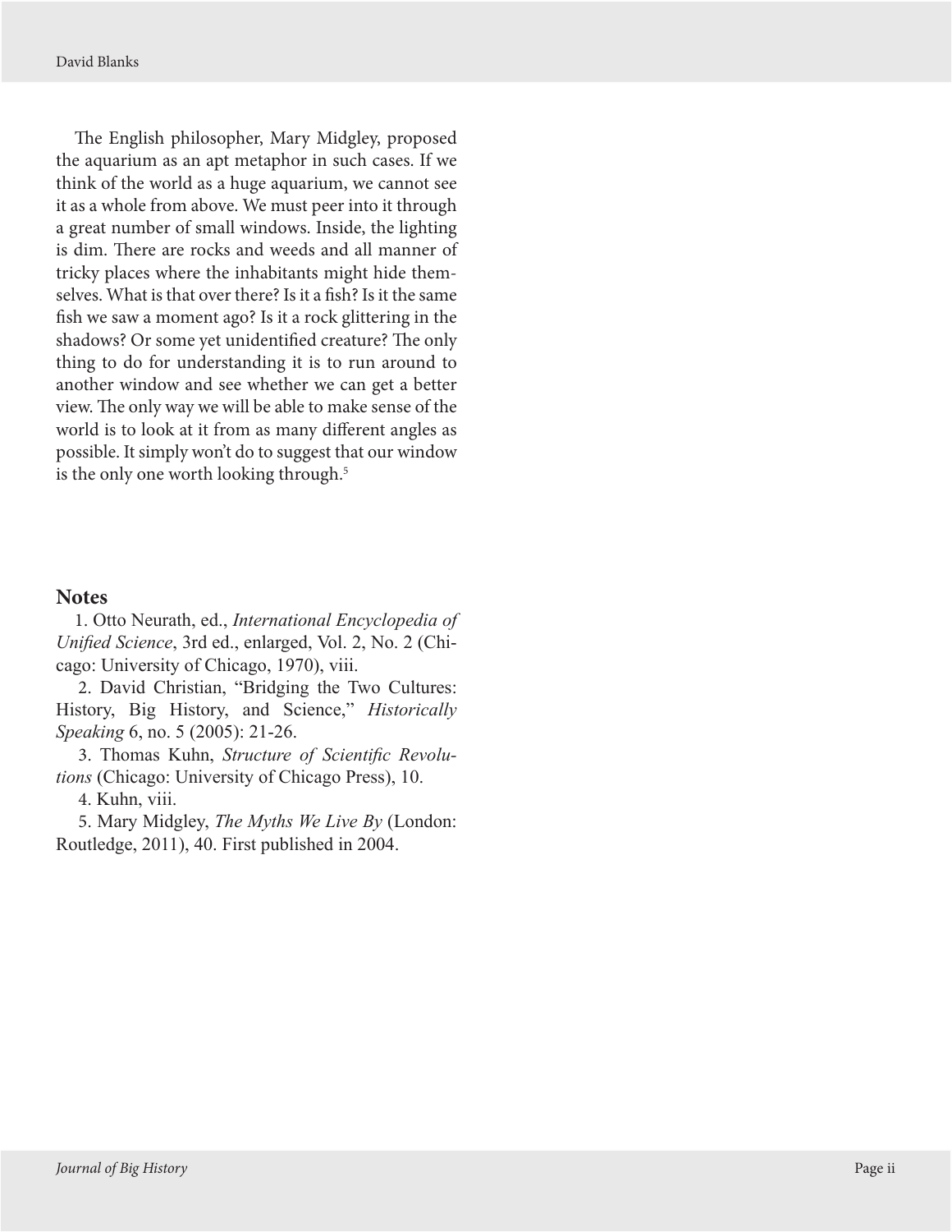The English philosopher, Mary Midgley, proposed the aquarium as an apt metaphor in such cases. If we think of the world as a huge aquarium, we cannot see it as a whole from above. We must peer into it through a great number of small windows. Inside, the lighting is dim. There are rocks and weeds and all manner of tricky places where the inhabitants might hide themselves. What is that over there? Is it a fish? Is it the same fish we saw a moment ago? Is it a rock glittering in the shadows? Or some yet unidentified creature? The only thing to do for understanding it is to run around to another window and see whether we can get a better view. The only way we will be able to make sense of the world is to look at it from as many different angles as possible. It simply won't do to suggest that our window is the only one worth looking through.[5]

## Notes

1. Otto Neurath, ed., *International Encyclopedia of Unified Science*, 3rd ed., enlarged, Vol. 2, No. 2 (Chicago: University of Chicago, 1970), viii.
2. David Christian, "Bridging the Two Cultures: History, Big History, and Science," *Historically Speaking* 6, no. 5 (2005): 21-26.
3. Thomas Kuhn, *Structure of Scientific Revolutions* (Chicago: University of Chicago Press), 10.
4. Kuhn, viii.
5. Mary Midgley, *The Myths We Live By* (London: Routledge, 2011), 40. First published in 2004.